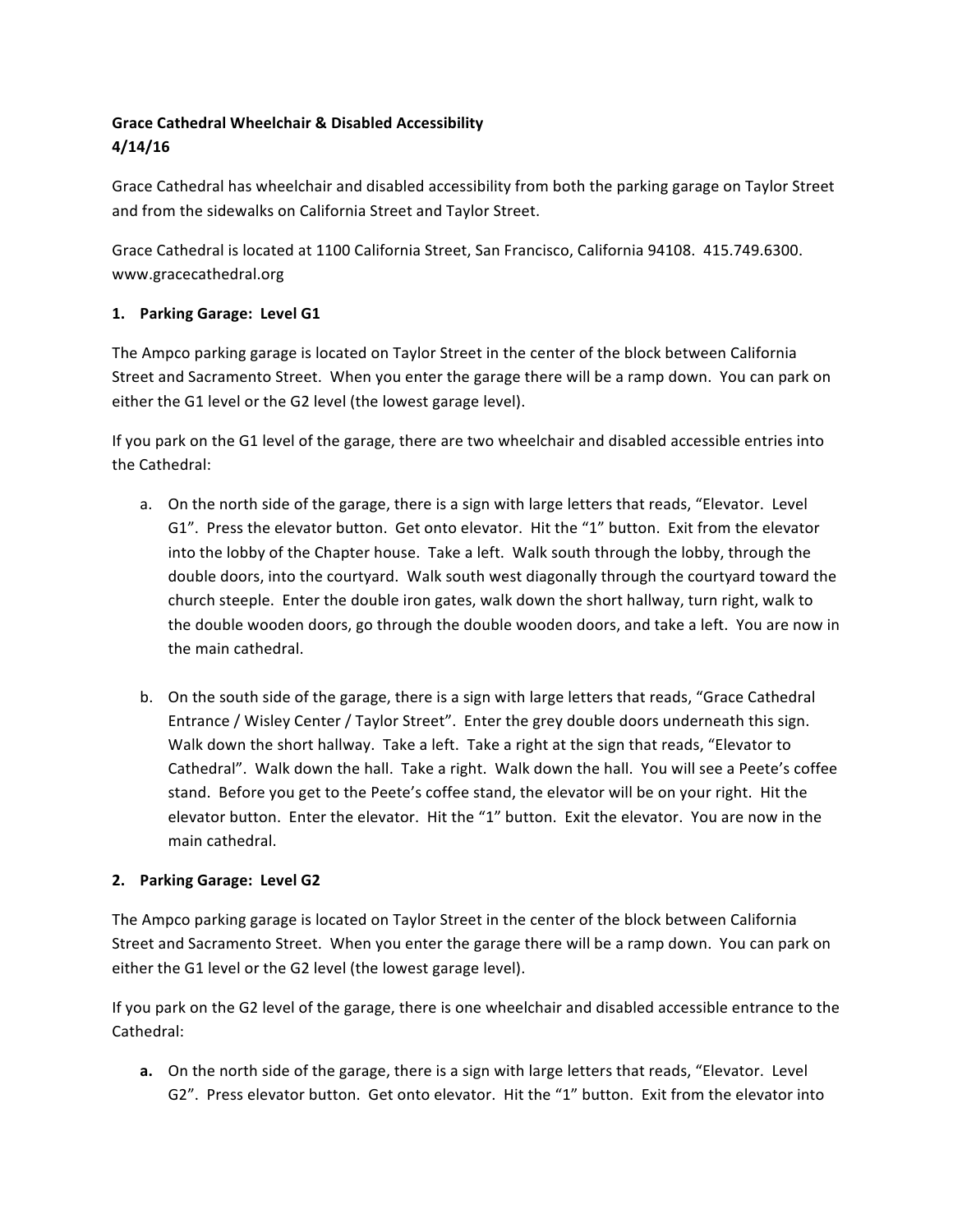**Grace Cathedral Wheelchair & Disabled Accessibility**
**4/14/16**

Grace Cathedral has wheelchair and disabled accessibility from both the parking garage on Taylor Street and from the sidewalks on California Street and Taylor Street.

Grace Cathedral is located at 1100 California Street, San Francisco, California 94108. 415.749.6300. www.gracecathedral.org

**1. Parking Garage: Level G1**

The Ampco parking garage is located on Taylor Street in the center of the block between California Street and Sacramento Street. When you enter the garage there will be a ramp down. You can park on either the G1 level or the G2 level (the lowest garage level).

If you park on the G1 level of the garage, there are two wheelchair and disabled accessible entries into the Cathedral:

a. On the north side of the garage, there is a sign with large letters that reads, "Elevator. Level G1". Press the elevator button. Get onto elevator. Hit the "1" button. Exit from the elevator into the lobby of the Chapter house. Take a left. Walk south through the lobby, through the double doors, into the courtyard. Walk south west diagonally through the courtyard toward the church steeple. Enter the double iron gates, walk down the short hallway, turn right, walk to the double wooden doors, go through the double wooden doors, and take a left. You are now in the main cathedral.

b. On the south side of the garage, there is a sign with large letters that reads, "Grace Cathedral Entrance / Wisley Center / Taylor Street". Enter the grey double doors underneath this sign. Walk down the short hallway. Take a left. Take a right at the sign that reads, "Elevator to Cathedral". Walk down the hall. Take a right. Walk down the hall. You will see a Peete's coffee stand. Before you get to the Peete's coffee stand, the elevator will be on your right. Hit the elevator button. Enter the elevator. Hit the "1" button. Exit the elevator. You are now in the main cathedral.

**2. Parking Garage: Level G2**

The Ampco parking garage is located on Taylor Street in the center of the block between California Street and Sacramento Street. When you enter the garage there will be a ramp down. You can park on either the G1 level or the G2 level (the lowest garage level).

If you park on the G2 level of the garage, there is one wheelchair and disabled accessible entrance to the Cathedral:

**a.** On the north side of the garage, there is a sign with large letters that reads, "Elevator. Level G2". Press elevator button. Get onto elevator. Hit the "1" button. Exit from the elevator into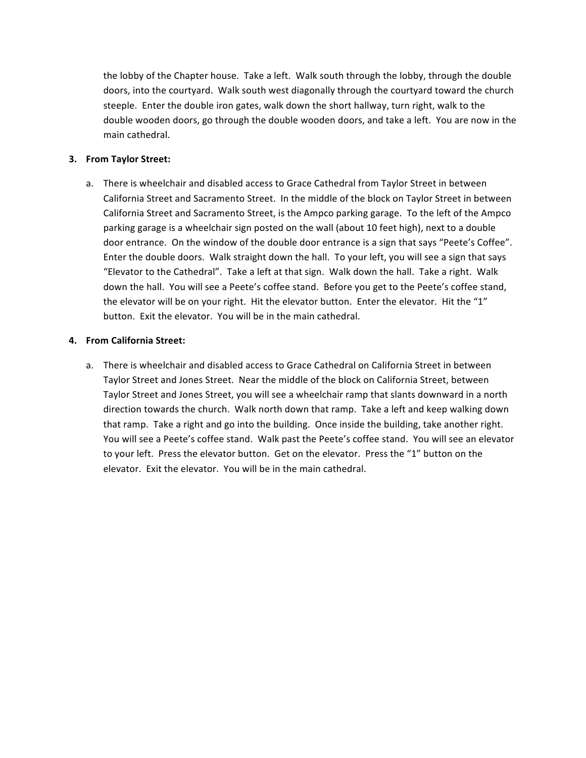the lobby of the Chapter house. Take a left. Walk south through the lobby, through the double doors, into the courtyard. Walk south west diagonally through the courtyard toward the church steeple. Enter the double iron gates, walk down the short hallway, turn right, walk to the double wooden doors, go through the double wooden doors, and take a left. You are now in the main cathedral.

3. **From Taylor Street:**

    a. There is wheelchair and disabled access to Grace Cathedral from Taylor Street in between California Street and Sacramento Street. In the middle of the block on Taylor Street in between California Street and Sacramento Street, is the Ampco parking garage. To the left of the Ampco parking garage is a wheelchair sign posted on the wall (about 10 feet high), next to a double door entrance. On the window of the double door entrance is a sign that says "Peete's Coffee". Enter the double doors. Walk straight down the hall. To your left, you will see a sign that says "Elevator to the Cathedral". Take a left at that sign. Walk down the hall. Take a right. Walk down the hall. You will see a Peete's coffee stand. Before you get to the Peete's coffee stand, the elevator will be on your right. Hit the elevator button. Enter the elevator. Hit the "1" button. Exit the elevator. You will be in the main cathedral.

4. **From California Street:**

    a. There is wheelchair and disabled access to Grace Cathedral on California Street in between Taylor Street and Jones Street. Near the middle of the block on California Street, between Taylor Street and Jones Street, you will see a wheelchair ramp that slants downward in a north direction towards the church. Walk north down that ramp. Take a left and keep walking down that ramp. Take a right and go into the building. Once inside the building, take another right. You will see a Peete's coffee stand. Walk past the Peete's coffee stand. You will see an elevator to your left. Press the elevator button. Get on the elevator. Press the "1" button on the elevator. Exit the elevator. You will be in the main cathedral.